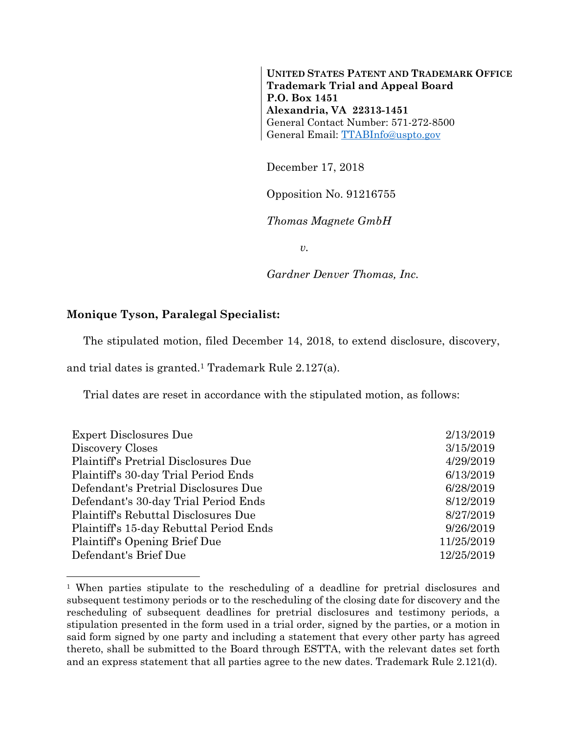**UNITED STATES PATENT AND TRADEMARK OFFICE**
**Trademark Trial and Appeal Board**
**P.O. Box 1451**
**Alexandria, VA 22313-1451**
General Contact Number: 571-272-8500
General Email: TTABInfo@uspto.gov

December 17, 2018

Opposition No. 91216755

*Thomas Magnete GmbH*

*v.*

*Gardner Denver Thomas, Inc.*

**Monique Tyson, Paralegal Specialist:**

The stipulated motion, filed December 14, 2018, to extend disclosure, discovery, and trial dates is granted.[1] Trademark Rule 2.127(a).

Trial dates are reset in accordance with the stipulated motion, as follows:

| | |
|---|---|
| Expert Disclosures Due | 2/13/2019 |
| Discovery Closes | 3/15/2019 |
| Plaintiff's Pretrial Disclosures Due | 4/29/2019 |
| Plaintiff's 30-day Trial Period Ends | 6/13/2019 |
| Defendant's Pretrial Disclosures Due | 6/28/2019 |
| Defendant's 30-day Trial Period Ends | 8/12/2019 |
| Plaintiff's Rebuttal Disclosures Due | 8/27/2019 |
| Plaintiff's 15-day Rebuttal Period Ends | 9/26/2019 |
| Plaintiff's Opening Brief Due | 11/25/2019 |
| Defendant's Brief Due | 12/25/2019 |

---

[1] When parties stipulate to the rescheduling of a deadline for pretrial disclosures and subsequent testimony periods or to the rescheduling of the closing date for discovery and the rescheduling of subsequent deadlines for pretrial disclosures and testimony periods, a stipulation presented in the form used in a trial order, signed by the parties, or a motion in said form signed by one party and including a statement that every other party has agreed thereto, shall be submitted to the Board through ESTTA, with the relevant dates set forth and an express statement that all parties agree to the new dates. Trademark Rule 2.121(d).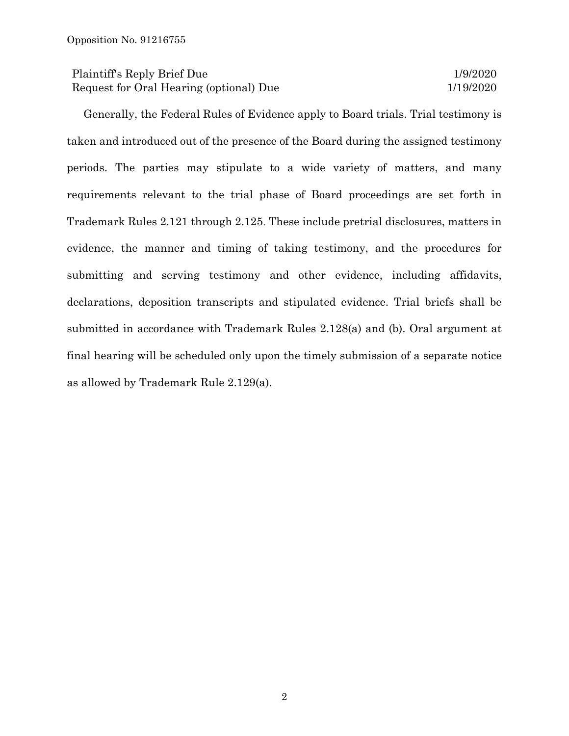| | |
|---|---|
| Plaintiff's Reply Brief Due | 1/9/2020 |
| Request for Oral Hearing (optional) Due | 1/19/2020 |

Generally, the Federal Rules of Evidence apply to Board trials. Trial testimony is taken and introduced out of the presence of the Board during the assigned testimony periods. The parties may stipulate to a wide variety of matters, and many requirements relevant to the trial phase of Board proceedings are set forth in Trademark Rules 2.121 through 2.125. These include pretrial disclosures, matters in evidence, the manner and timing of taking testimony, and the procedures for submitting and serving testimony and other evidence, including affidavits, declarations, deposition transcripts and stipulated evidence. Trial briefs shall be submitted in accordance with Trademark Rules 2.128(a) and (b). Oral argument at final hearing will be scheduled only upon the timely submission of a separate notice as allowed by Trademark Rule 2.129(a).